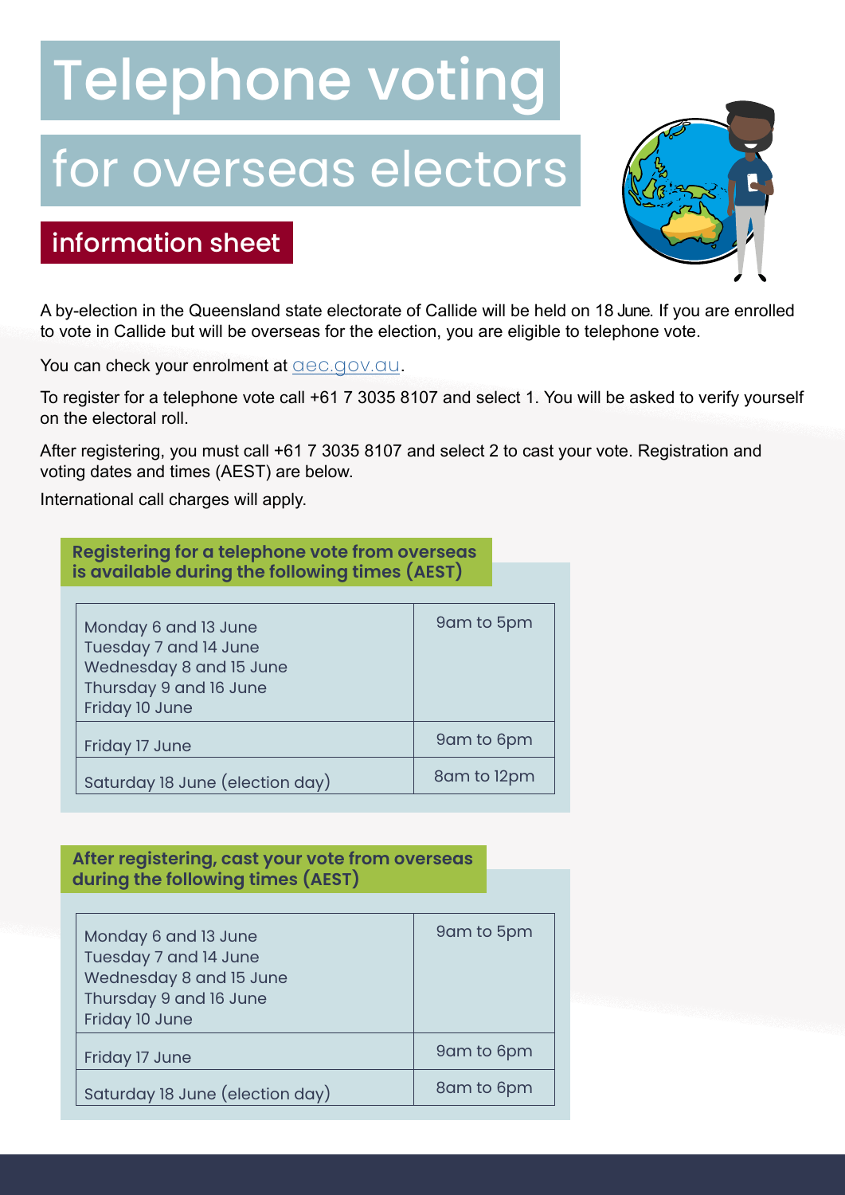# Telephone voting

# for overseas electors

## information sheet

A by-election in the Queensland state electorate of Callide will be held on 18 June. If you are enrolled to vote in Callide but will be overseas for the election, you are eligible to telephone vote.

You can check your enrolment at aec.gov.au.

To register for a telephone vote call +61 7 3035 8107 and select 1. You will be asked to verify yourself on the electoral roll.

After registering, you must call +61 7 3035 8107 and select 2 to cast your vote. Registration and voting dates and times (AEST) are below.

International call charges will apply.

### Registering for a telephone vote from overseas is available during the following times (AEST)

| Day | Time |
|---|---|
| Monday 6 and 13 June<br>Tuesday 7 and 14 June<br>Wednesday 8 and 15 June<br>Thursday 9 and 16 June<br>Friday 10 June | 9am to 5pm |
| Friday 17 June | 9am to 6pm |
| Saturday 18 June (election day) | 8am to 12pm |

### After registering, cast your vote from overseas during the following times (AEST)

| Day | Time |
|---|---|
| Monday 6 and 13 June<br>Tuesday 7 and 14 June<br>Wednesday 8 and 15 June<br>Thursday 9 and 16 June<br>Friday 10 June | 9am to 5pm |
| Friday 17 June | 9am to 6pm |
| Saturday 18 June (election day) | 8am to 6pm |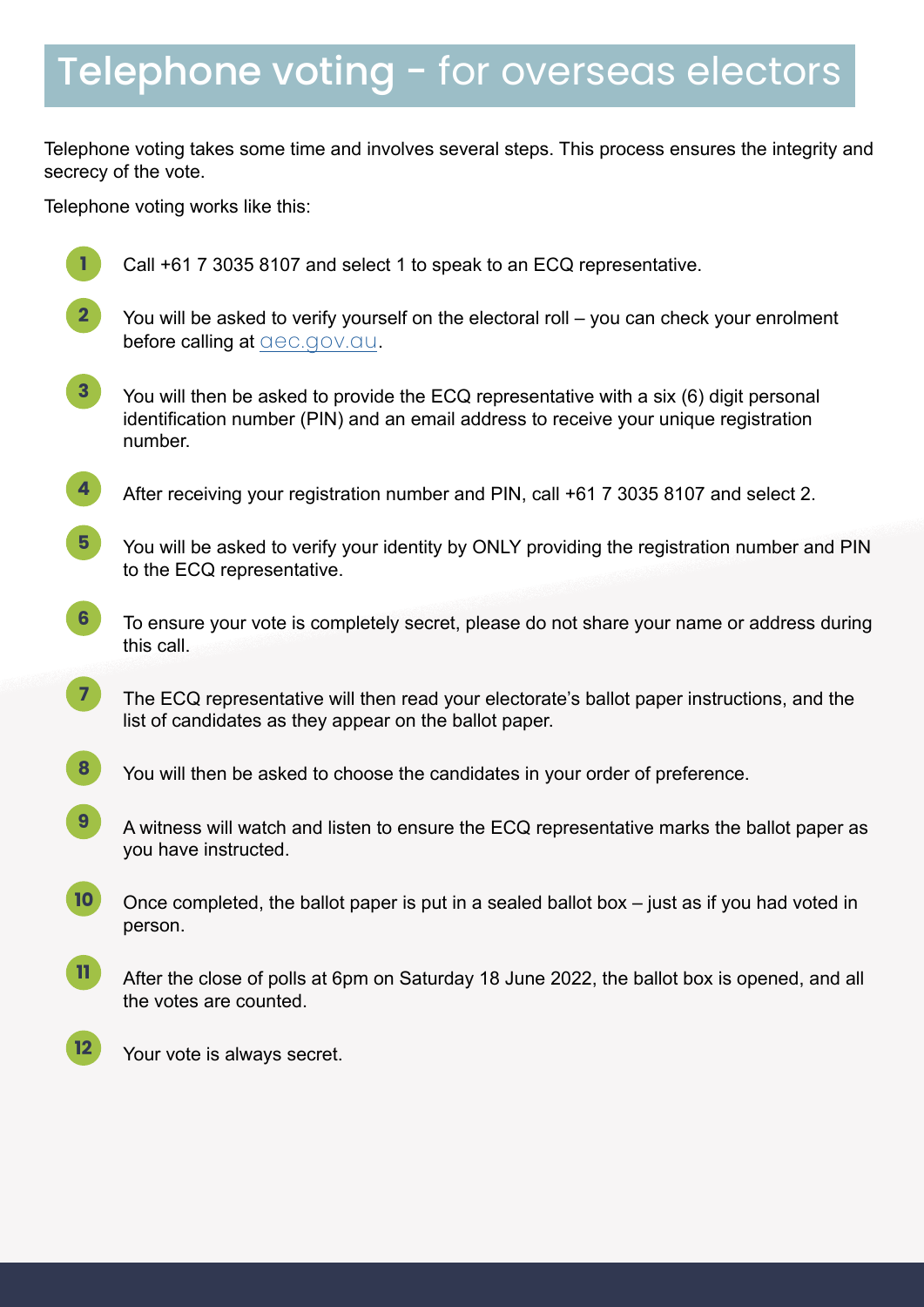# Telephone voting - for overseas electors

Telephone voting takes some time and involves several steps. This process ensures the integrity and secrecy of the vote.

Telephone voting works like this:

1. Call +61 7 3035 8107 and select 1 to speak to an ECQ representative.
2. You will be asked to verify yourself on the electoral roll – you can check your enrolment before calling at aec.gov.au.
3. You will then be asked to provide the ECQ representative with a six (6) digit personal identification number (PIN) and an email address to receive your unique registration number.
4. After receiving your registration number and PIN, call +61 7 3035 8107 and select 2.
5. You will be asked to verify your identity by ONLY providing the registration number and PIN to the ECQ representative.
6. To ensure your vote is completely secret, please do not share your name or address during this call.
7. The ECQ representative will then read your electorate's ballot paper instructions, and the list of candidates as they appear on the ballot paper.
8. You will then be asked to choose the candidates in your order of preference.
9. A witness will watch and listen to ensure the ECQ representative marks the ballot paper as you have instructed.
10. Once completed, the ballot paper is put in a sealed ballot box – just as if you had voted in person.
11. After the close of polls at 6pm on Saturday 18 June 2022, the ballot box is opened, and all the votes are counted.
12. Your vote is always secret.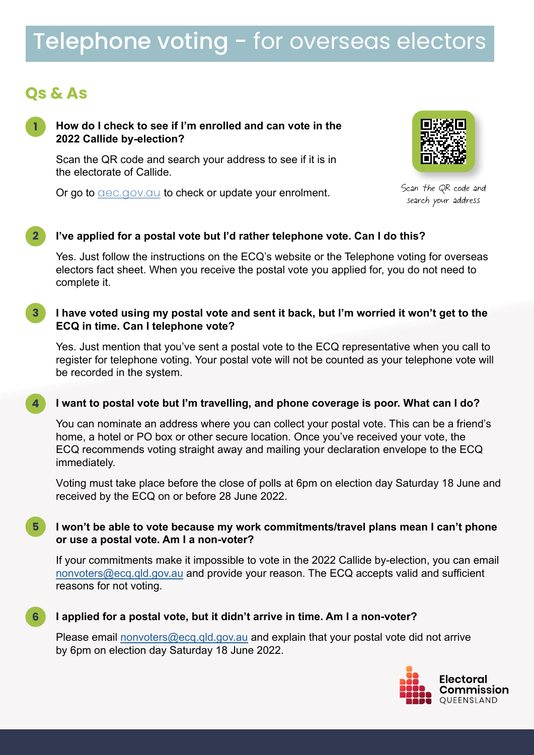# Telephone voting - for overseas electors

## Qs & As

**1. How do I check to see if I'm enrolled and can vote in the 2022 Callide by-election?**

Scan the QR code and search your address to see if it is in the electorate of Callide.

Or go to aec.gov.au to check or update your enrolment.

Scan the QR code and search your address

**2. I've applied for a postal vote but I'd rather telephone vote. Can I do this?**

Yes. Just follow the instructions on the ECQ's website or the Telephone voting for overseas electors fact sheet. When you receive the postal vote you applied for, you do not need to complete it.

**3. I have voted using my postal vote and sent it back, but I'm worried it won't get to the ECQ in time. Can I telephone vote?**

Yes. Just mention that you've sent a postal vote to the ECQ representative when you call to register for telephone voting. Your postal vote will not be counted as your telephone vote will be recorded in the system.

**4. I want to postal vote but I'm travelling, and phone coverage is poor. What can I do?**

You can nominate an address where you can collect your postal vote. This can be a friend's home, a hotel or PO box or other secure location. Once you've received your vote, the ECQ recommends voting straight away and mailing your declaration envelope to the ECQ immediately.

Voting must take place before the close of polls at 6pm on election day Saturday 18 June and received by the ECQ on or before 28 June 2022.

**5. I won't be able to vote because my work commitments/travel plans mean I can't phone or use a postal vote. Am I a non-voter?**

If your commitments make it impossible to vote in the 2022 Callide by-election, you can email nonvoters@ecq.qld.gov.au and provide your reason. The ECQ accepts valid and sufficient reasons for not voting.

**6. I applied for a postal vote, but it didn't arrive in time. Am I a non-voter?**

Please email nonvoters@ecq.qld.gov.au and explain that your postal vote did not arrive by 6pm on election day Saturday 18 June 2022.

Electoral Commission QUEENSLAND